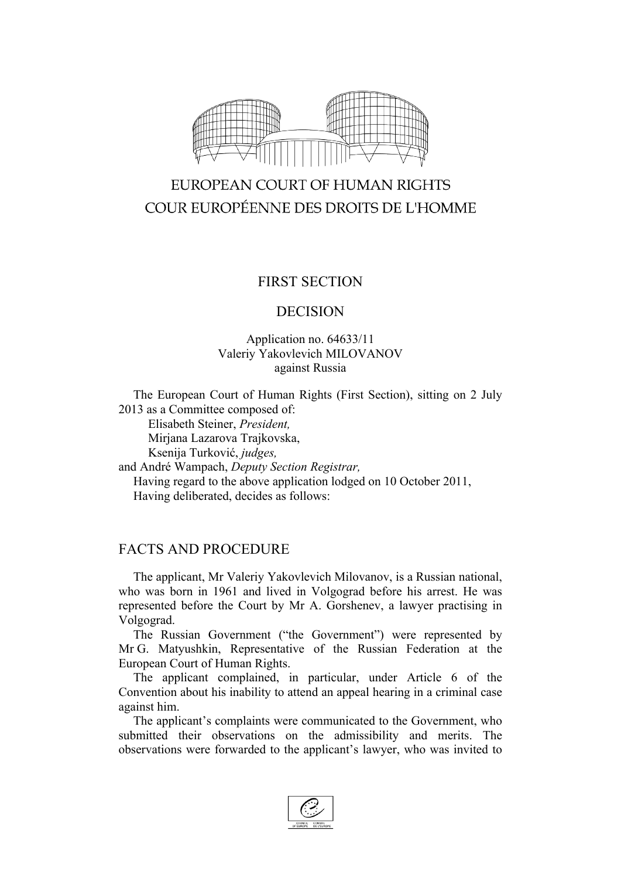EUROPEAN COURT OF HUMAN RIGHTS
COUR EUROPÉENNE DES DROITS DE L'HOMME

FIRST SECTION

DECISION

Application no. 64633/11
Valeriy Yakovlevich MILOVANOV
against Russia

The European Court of Human Rights (First Section), sitting on 2 July 2013 as a Committee composed of:
 Elisabeth Steiner, *President,*
 Mirjana Lazarova Trajkovska,
 Ksenija Turković, *judges,*
and André Wampach, *Deputy Section Registrar,*

Having regard to the above application lodged on 10 October 2011,

Having deliberated, decides as follows:

## FACTS AND PROCEDURE

The applicant, Mr Valeriy Yakovlevich Milovanov, is a Russian national, who was born in 1961 and lived in Volgograd before his arrest. He was represented before the Court by Mr A. Gorshenev, a lawyer practising in Volgograd.

The Russian Government ("the Government") were represented by Mr G. Matyushkin, Representative of the Russian Federation at the European Court of Human Rights.

The applicant complained, in particular, under Article 6 of the Convention about his inability to attend an appeal hearing in a criminal case against him.

The applicant's complaints were communicated to the Government, who submitted their observations on the admissibility and merits. The observations were forwarded to the applicant's lawyer, who was invited to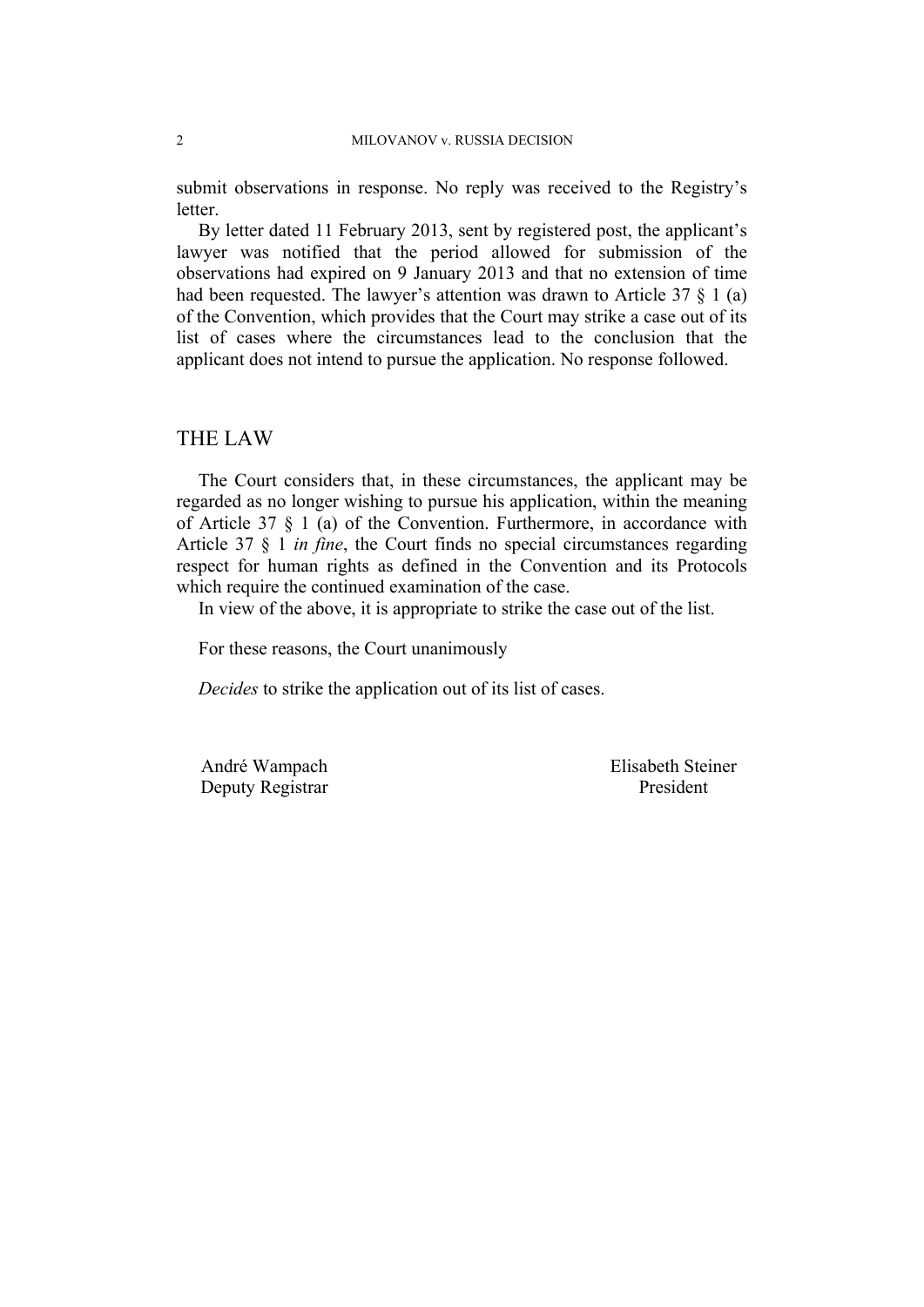submit observations in response. No reply was received to the Registry's letter.

By letter dated 11 February 2013, sent by registered post, the applicant's lawyer was notified that the period allowed for submission of the observations had expired on 9 January 2013 and that no extension of time had been requested. The lawyer's attention was drawn to Article 37 § 1 (a) of the Convention, which provides that the Court may strike a case out of its list of cases where the circumstances lead to the conclusion that the applicant does not intend to pursue the application. No response followed.

## THE LAW

The Court considers that, in these circumstances, the applicant may be regarded as no longer wishing to pursue his application, within the meaning of Article 37 § 1 (a) of the Convention. Furthermore, in accordance with Article 37 § 1 *in fine*, the Court finds no special circumstances regarding respect for human rights as defined in the Convention and its Protocols which require the continued examination of the case.

In view of the above, it is appropriate to strike the case out of the list.

For these reasons, the Court unanimously

*Decides* to strike the application out of its list of cases.

André Wampach
Deputy Registrar

Elisabeth Steiner
President